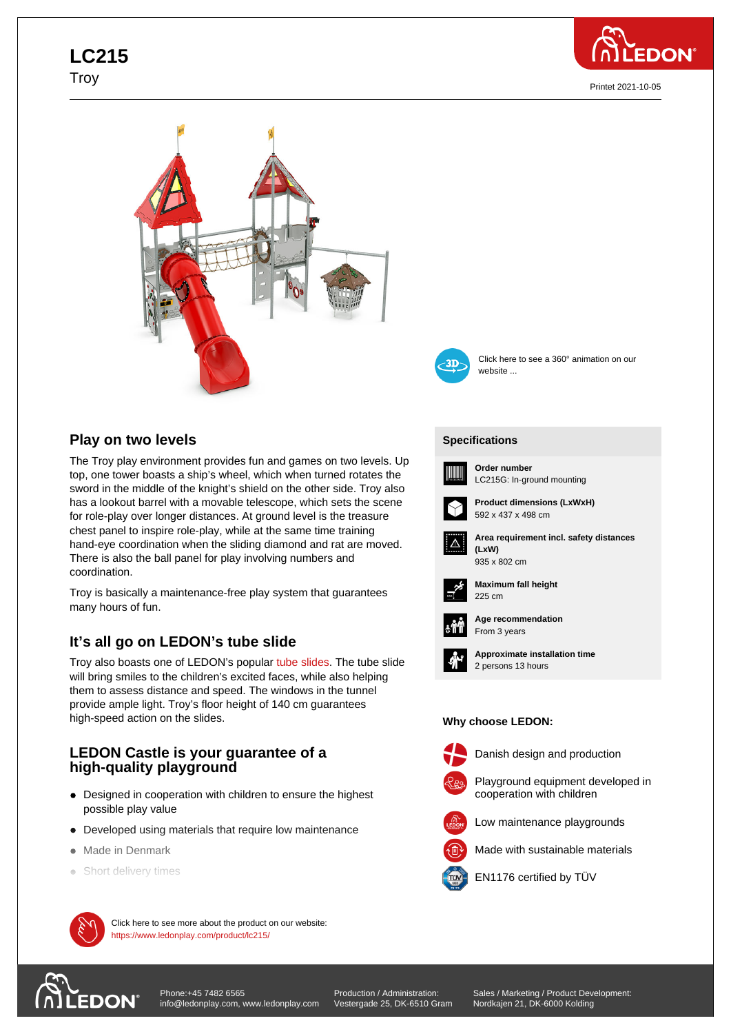# LC215

Troy

Printet 2021-10-05

Click here to see a 360° animation on our website ...

## Play on two levels

The Troy play environment provides fun and games on two levels. Up top, one tower boasts a ship's wheel, which when turned rotates the sword in the middle of the knight's shield on the other side. Troy also has a lookout barrel with a movable telescope, which sets the scene for role-play over longer distances. At ground level is the treasure chest panel to inspire role-play, while at the same time training hand-eye coordination when the sliding diamond and rat are moved. There is also the ball panel for play involving numbers and coordination.

Troy is basically a maintenance-free play system that guarantees many hours of fun.

## It's all go on LEDON's tube slide

Troy also boasts one of LEDON's popular tube slides. The tube slide will bring smiles to the children's excited faces, while also helping them to assess distance and speed. The windows in the tunnel provide ample light. Troy's floor height of 140 cm guarantees high-speed action on the slides.

## LEDON Castle is your guarantee of a high-quality playground

- Designed in cooperation with children to ensure the highest possible play value
- Developed using materials that require low maintenance
- Made in Denmark
- Short delivery times

Click here to see more about the product on our website:
https://www.ledonplay.com/product/lc215/

## Specifications

**Order number**
LC215G: In-ground mounting

**Product dimensions (LxWxH)**
592 x 437 x 498 cm

**Area requirement incl. safety distances (LxW)**
935 x 802 cm

**Maximum fall height**
225 cm

**Age recommendation**
From 3 years

**Approximate installation time**
2 persons 13 hours

**Why choose LEDON:**

- Danish design and production
- Playground equipment developed in cooperation with children
- Low maintenance playgrounds
- Made with sustainable materials
- EN1176 certified by TÜV

Phone:+45 7482 6565
info@ledonplay.com, www.ledonplay.com

Production / Administration:
Vestergade 25, DK-6510 Gram

Sales / Marketing / Product Development:
Nordkajen 21, DK-6000 Kolding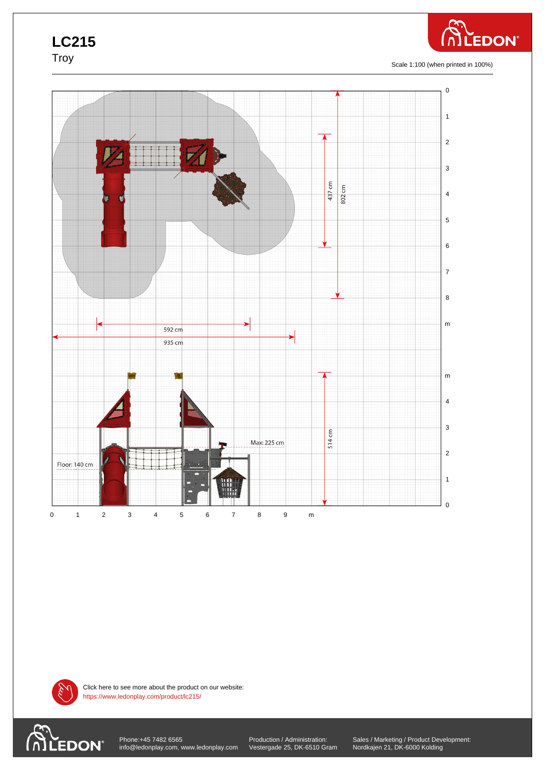# LC215

Troy

Scale 1:100 (when printed in 100%)

0
1
2
3
4
5
6
7
8
m

437 cm
802 cm
592 cm
935 cm

m
4
3
2
1
0

Max: 225 cm
514 cm
Floor: 140 cm

0 1 2 3 4 5 6 7 8 9 m

Click here to see more about the product on our website:
https://www.ledonplay.com/product/lc215/

Phone:+45 7482 6565
info@ledonplay.com, www.ledonplay.com

Production / Administration:
Vestergade 25, DK-6510 Gram

Sales / Marketing / Product Development:
Nordkajen 21, DK-6000 Kolding